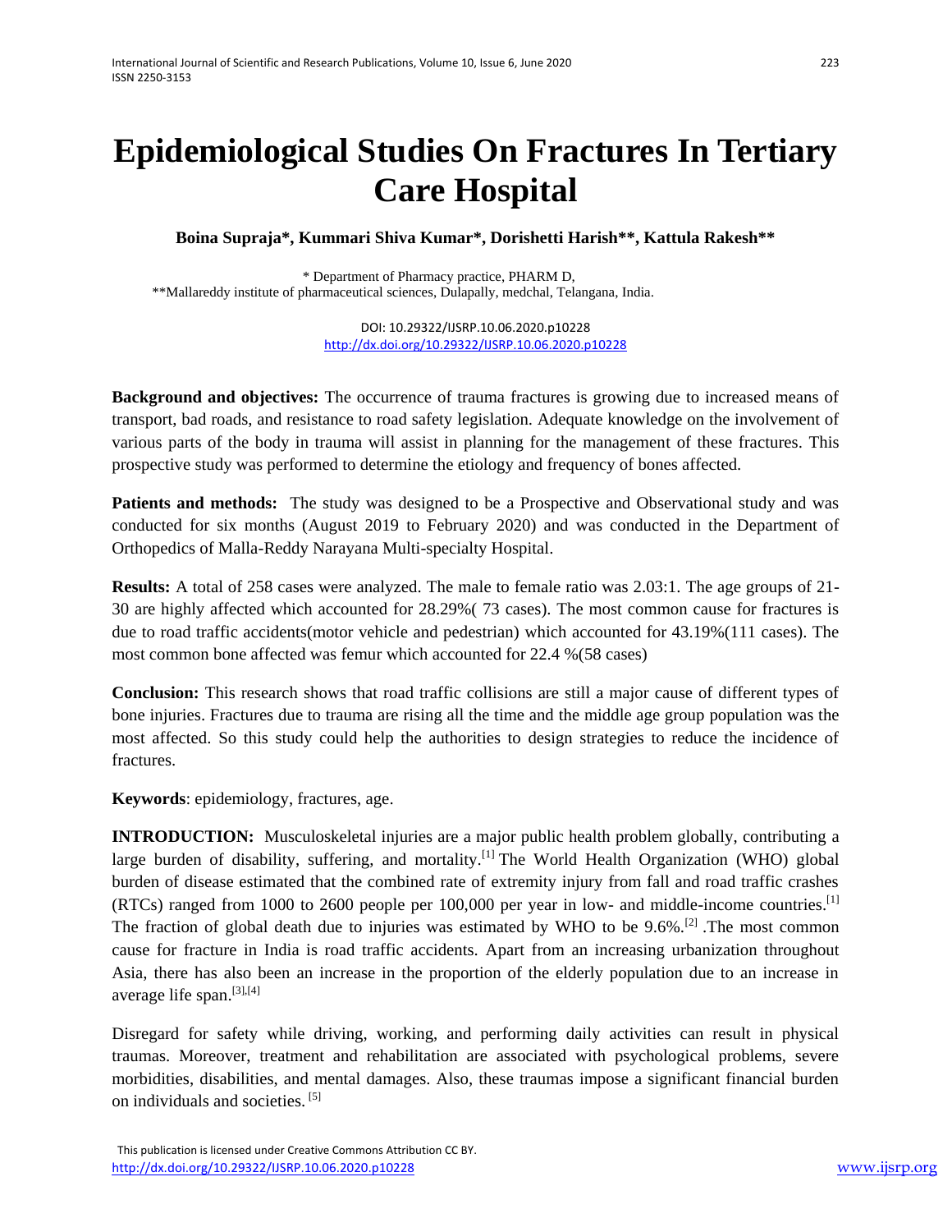# Epidemiological Studies On Fractures In Tertiary Care Hospital

**Boina Supraja\*, Kummari Shiva Kumar\*, Dorishetti Harish\*\*, Kattula Rakesh\*\***

\* Department of Pharmacy practice, PHARM D,
\*\*Mallareddy institute of pharmaceutical sciences, Dulapally, medchal, Telangana, India.

DOI: 10.29322/IJSRP.10.06.2020.p10228
http://dx.doi.org/10.29322/IJSRP.10.06.2020.p10228

**Background and objectives:** The occurrence of trauma fractures is growing due to increased means of transport, bad roads, and resistance to road safety legislation. Adequate knowledge on the involvement of various parts of the body in trauma will assist in planning for the management of these fractures. This prospective study was performed to determine the etiology and frequency of bones affected.

**Patients and methods:** The study was designed to be a Prospective and Observational study and was conducted for six months (August 2019 to February 2020) and was conducted in the Department of Orthopedics of Malla-Reddy Narayana Multi-specialty Hospital.

**Results:** A total of 258 cases were analyzed. The male to female ratio was 2.03:1. The age groups of 21-30 are highly affected which accounted for 28.29%( 73 cases). The most common cause for fractures is due to road traffic accidents(motor vehicle and pedestrian) which accounted for 43.19%(111 cases). The most common bone affected was femur which accounted for 22.4 %(58 cases)

**Conclusion:** This research shows that road traffic collisions are still a major cause of different types of bone injuries. Fractures due to trauma are rising all the time and the middle age group population was the most affected. So this study could help the authorities to design strategies to reduce the incidence of fractures.

**Keywords**: epidemiology, fractures, age.

**INTRODUCTION:** Musculoskeletal injuries are a major public health problem globally, contributing a large burden of disability, suffering, and mortality.[1] The World Health Organization (WHO) global burden of disease estimated that the combined rate of extremity injury from fall and road traffic crashes (RTCs) ranged from 1000 to 2600 people per 100,000 per year in low- and middle-income countries.[1] The fraction of global death due to injuries was estimated by WHO to be 9.6%.[2] .The most common cause for fracture in India is road traffic accidents. Apart from an increasing urbanization throughout Asia, there has also been an increase in the proportion of the elderly population due to an increase in average life span.[3],[4]

Disregard for safety while driving, working, and performing daily activities can result in physical traumas. Moreover, treatment and rehabilitation are associated with psychological problems, severe morbidities, disabilities, and mental damages. Also, these traumas impose a significant financial burden on individuals and societies. [5]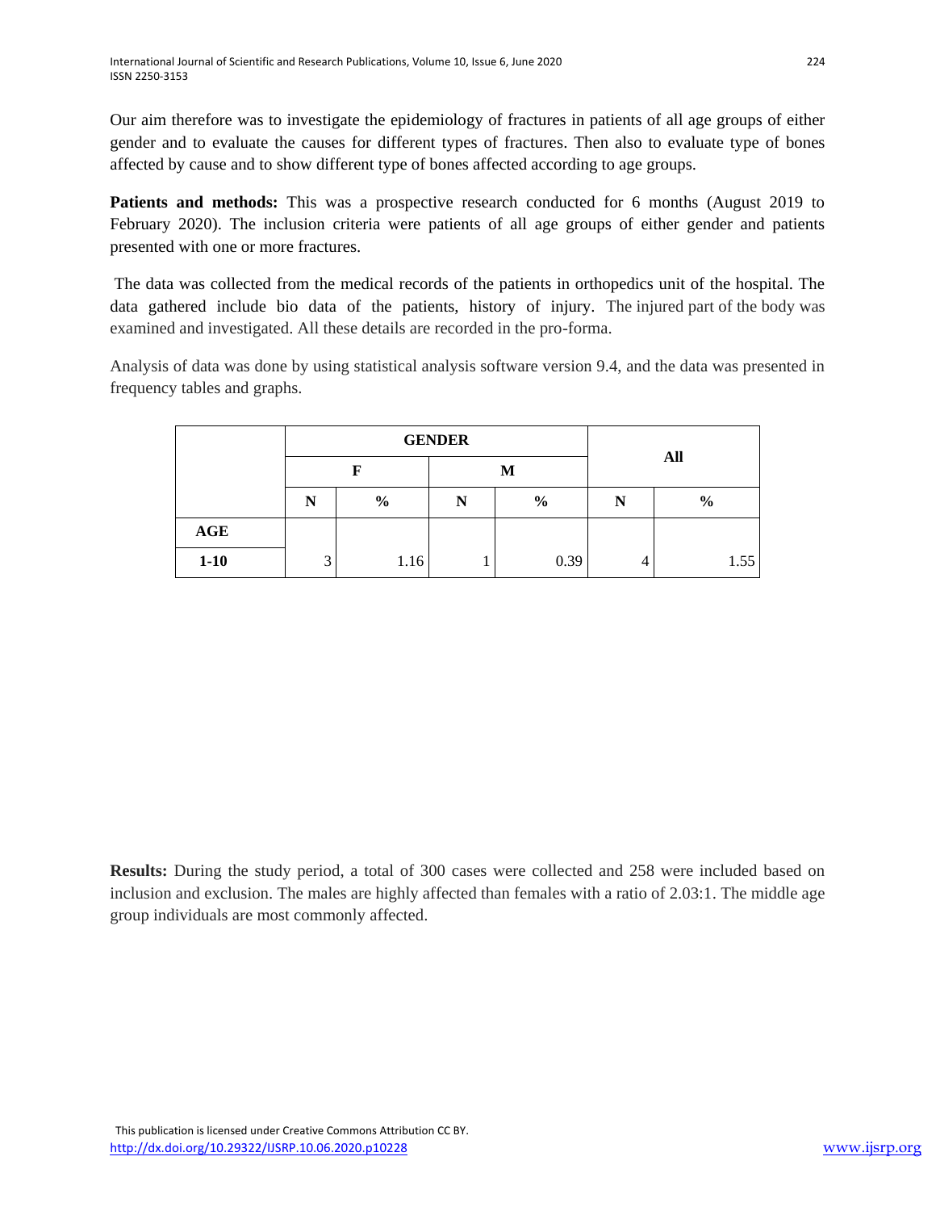Our aim therefore was to investigate the epidemiology of fractures in patients of all age groups of either gender and to evaluate the causes for different types of fractures. Then also to evaluate type of bones affected by cause and to show different type of bones affected according to age groups.

**Patients and methods:** This was a prospective research conducted for 6 months (August 2019 to February 2020). The inclusion criteria were patients of all age groups of either gender and patients presented with one or more fractures.

The data was collected from the medical records of the patients in orthopedics unit of the hospital. The data gathered include bio data of the patients, history of injury. The injured part of the body was examined and investigated. All these details are recorded in the pro-forma.

Analysis of data was done by using statistical analysis software version 9.4, and the data was presented in frequency tables and graphs.

| | GENDER | | | | All | |
|---|---|---|---|---|---|---|
| | F | | M | | | |
| | N | % | N | % | N | % |
| **AGE** | | | | | | |
| **1-10** | 3 | 1.16 | 1 | 0.39 | 4 | 1.55 |

**Results:** During the study period, a total of 300 cases were collected and 258 were included based on inclusion and exclusion. The males are highly affected than females with a ratio of 2.03:1. The middle age group individuals are most commonly affected.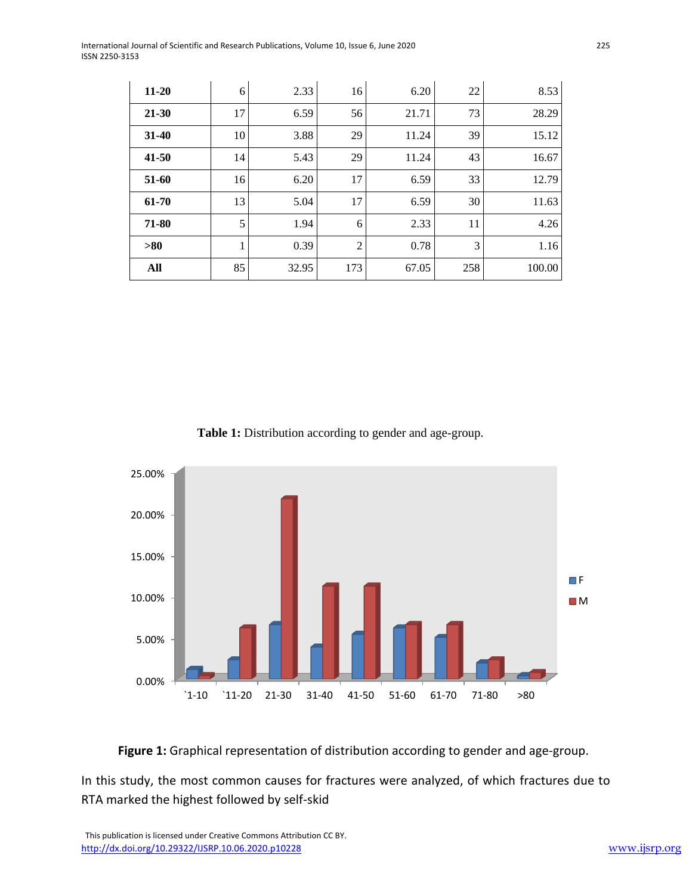| | | | | | | |
|---|---|---|---|---|---|---|
| **11-20** | 6 | 2.33 | 16 | 6.20 | 22 | 8.53 |
| **21-30** | 17 | 6.59 | 56 | 21.71 | 73 | 28.29 |
| **31-40** | 10 | 3.88 | 29 | 11.24 | 39 | 15.12 |
| **41-50** | 14 | 5.43 | 29 | 11.24 | 43 | 16.67 |
| **51-60** | 16 | 6.20 | 17 | 6.59 | 33 | 12.79 |
| **61-70** | 13 | 5.04 | 17 | 6.59 | 30 | 11.63 |
| **71-80** | 5 | 1.94 | 6 | 2.33 | 11 | 4.26 |
| **>80** | 1 | 0.39 | 2 | 0.78 | 3 | 1.16 |
| **All** | 85 | 32.95 | 173 | 67.05 | 258 | 100.00 |

**Table 1:** Distribution according to gender and age-group.

**Figure 1:** Graphical representation of distribution according to gender and age-group.

In this study, the most common causes for fractures were analyzed, of which fractures due to RTA marked the highest followed by self-skid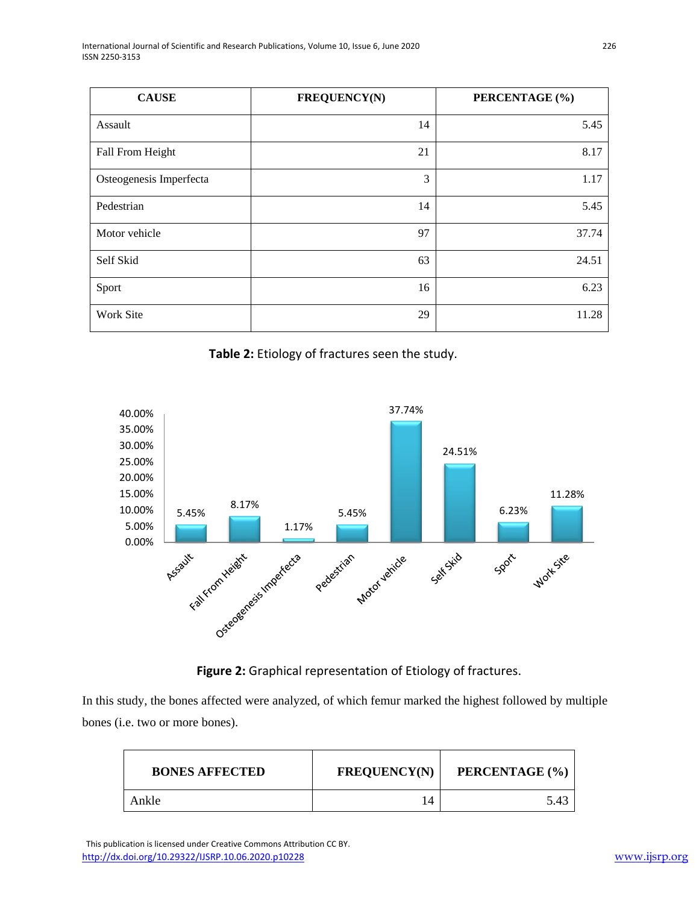| CAUSE | FREQUENCY(N) | PERCENTAGE (%) |
|---|---|---|
| Assault | 14 | 5.45 |
| Fall From Height | 21 | 8.17 |
| Osteogenesis Imperfecta | 3 | 1.17 |
| Pedestrian | 14 | 5.45 |
| Motor vehicle | 97 | 37.74 |
| Self Skid | 63 | 24.51 |
| Sport | 16 | 6.23 |
| Work Site | 29 | 11.28 |

**Table 2:** Etiology of fractures seen the study.

**Figure 2:** Graphical representation of Etiology of fractures.

In this study, the bones affected were analyzed, of which femur marked the highest followed by multiple bones (i.e. two or more bones).

| BONES AFFECTED | FREQUENCY(N) | PERCENTAGE (%) |
|---|---|---|
| Ankle | 14 | 5.43 |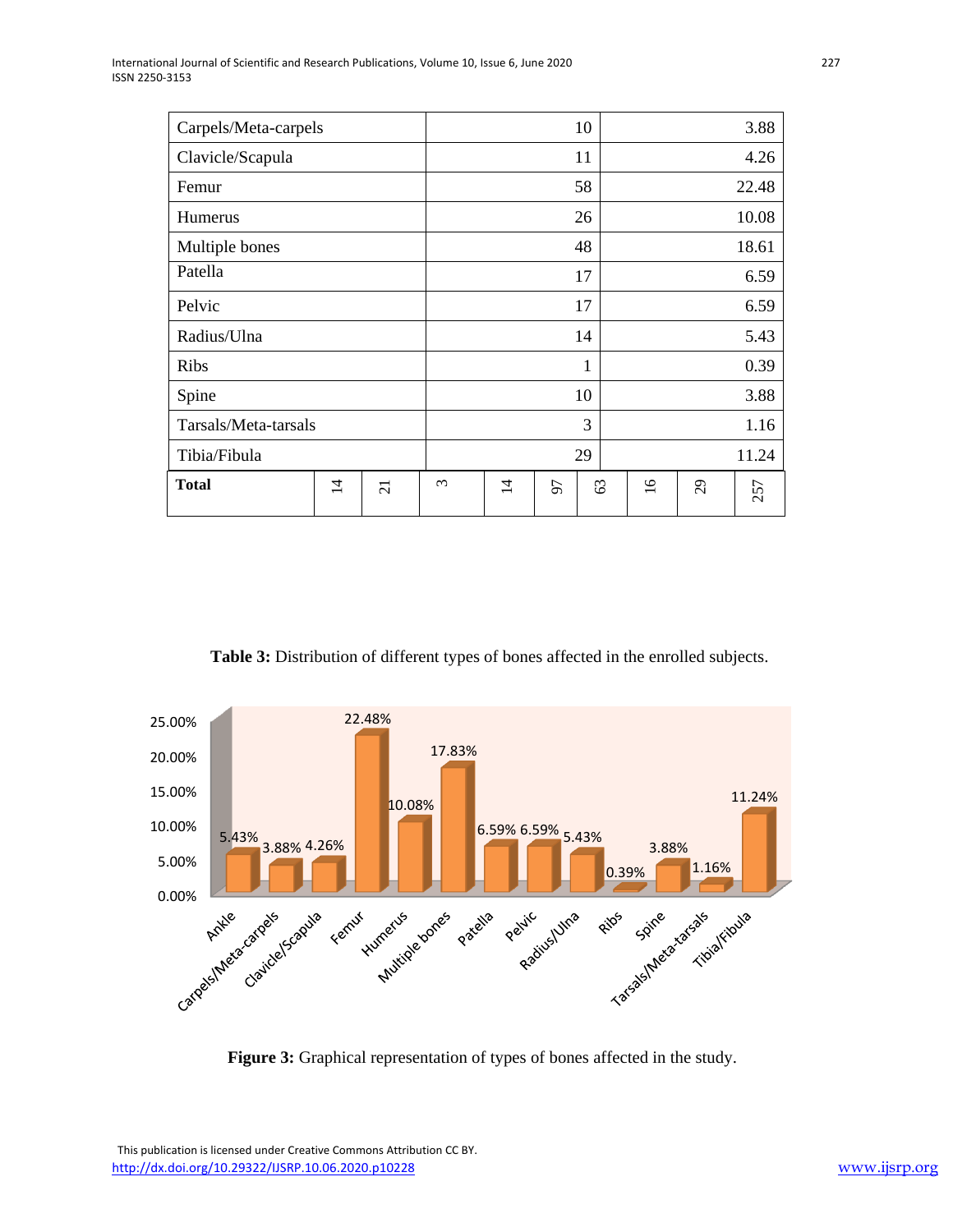| Carpels/Meta-carpels | 10 | 3.88 |
|---|---|---|
| Clavicle/Scapula | 11 | 4.26 |
| Femur | 58 | 22.48 |
| Humerus | 26 | 10.08 |
| Multiple bones | 48 | 18.61 |
| Patella | 17 | 6.59 |
| Pelvic | 17 | 6.59 |
| Radius/Ulna | 14 | 5.43 |
| Ribs | 1 | 0.39 |
| Spine | 10 | 3.88 |
| Tarsals/Meta-tarsals | 3 | 1.16 |
| Tibia/Fibula | 29 | 11.24 |

| **Total** | 14 | 21 | 3 | 14 | 97 | 63 | 16 | 29 | 257 |
|---|---|---|---|---|---|---|---|---|---|

**Table 3:** Distribution of different types of bones affected in the enrolled subjects.

**Figure 3:** Graphical representation of types of bones affected in the study.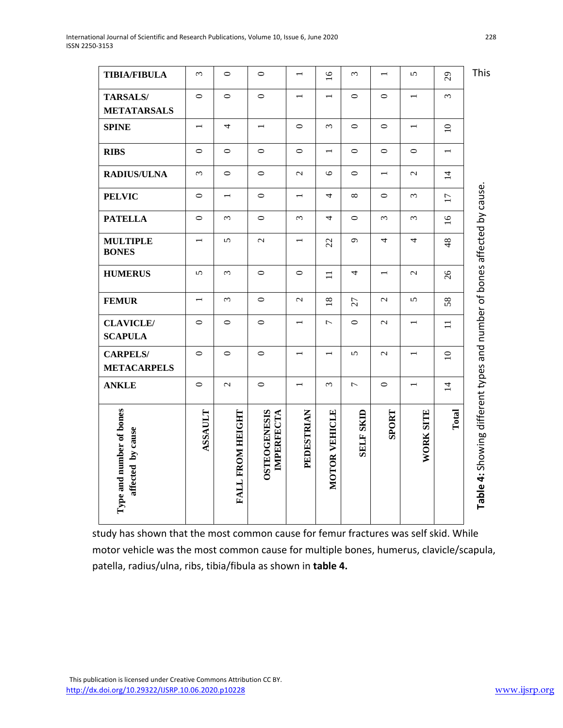| Type and number of bones affected by cause | ANKLE | CARPELS/ METACARPELS | CLAVICLE/ SCAPULA | FEMUR | HUMERUS | MULTIPLE BONES | PATELLA | PELVIC | RADIUS/ULNA | RIBS | SPINE | TARSALS/ METATARSALS | TIBIA/FIBULA |
|---|---|---|---|---|---|---|---|---|---|---|---|---|---|
| ASSAULT | 0 | 0 | 0 | 1 | 5 | 1 | 0 | 0 | 3 | 0 | 1 | 0 | 3 |
| FALL FROM HEIGHT | 2 | 0 | 0 | 3 | 3 | 5 | 3 | 1 | 0 | 0 | 4 | 0 | 0 |
| OSTEOGENESIS IMPERFECTA | 0 | 0 | 0 | 0 | 0 | 2 | 0 | 0 | 0 | 0 | 1 | 0 | 0 |
| PEDESTRIAN | 1 | 1 | 1 | 2 | 0 | 1 | 3 | 1 | 2 | 0 | 0 | 1 | 1 |
| MOTOR VEHICLE | 3 | 1 | 7 | 18 | 11 | 22 | 4 | 4 | 6 | 1 | 3 | 1 | 16 |
| SELF SKID | 7 | 5 | 0 | 27 | 4 | 9 | 0 | 8 | 0 | 0 | 0 | 0 | 3 |
| SPORT | 0 | 2 | 2 | 2 | 1 | 4 | 3 | 0 | 1 | 0 | 0 | 0 | 1 |
| WORK SITE | 1 | 1 | 1 | 5 | 2 | 4 | 3 | 3 | 2 | 0 | 1 | 1 | 5 |
| **Total** | 14 | 10 | 11 | 58 | 26 | 48 | 16 | 17 | 14 | 1 | 10 | 3 | 29 |

**Table 4:** Showing different types and number of bones affected by cause.

This study has shown that the most common cause for femur fractures was self skid. While motor vehicle was the most common cause for multiple bones, humerus, clavicle/scapula, patella, radius/ulna, ribs, tibia/fibula as shown in **table 4.**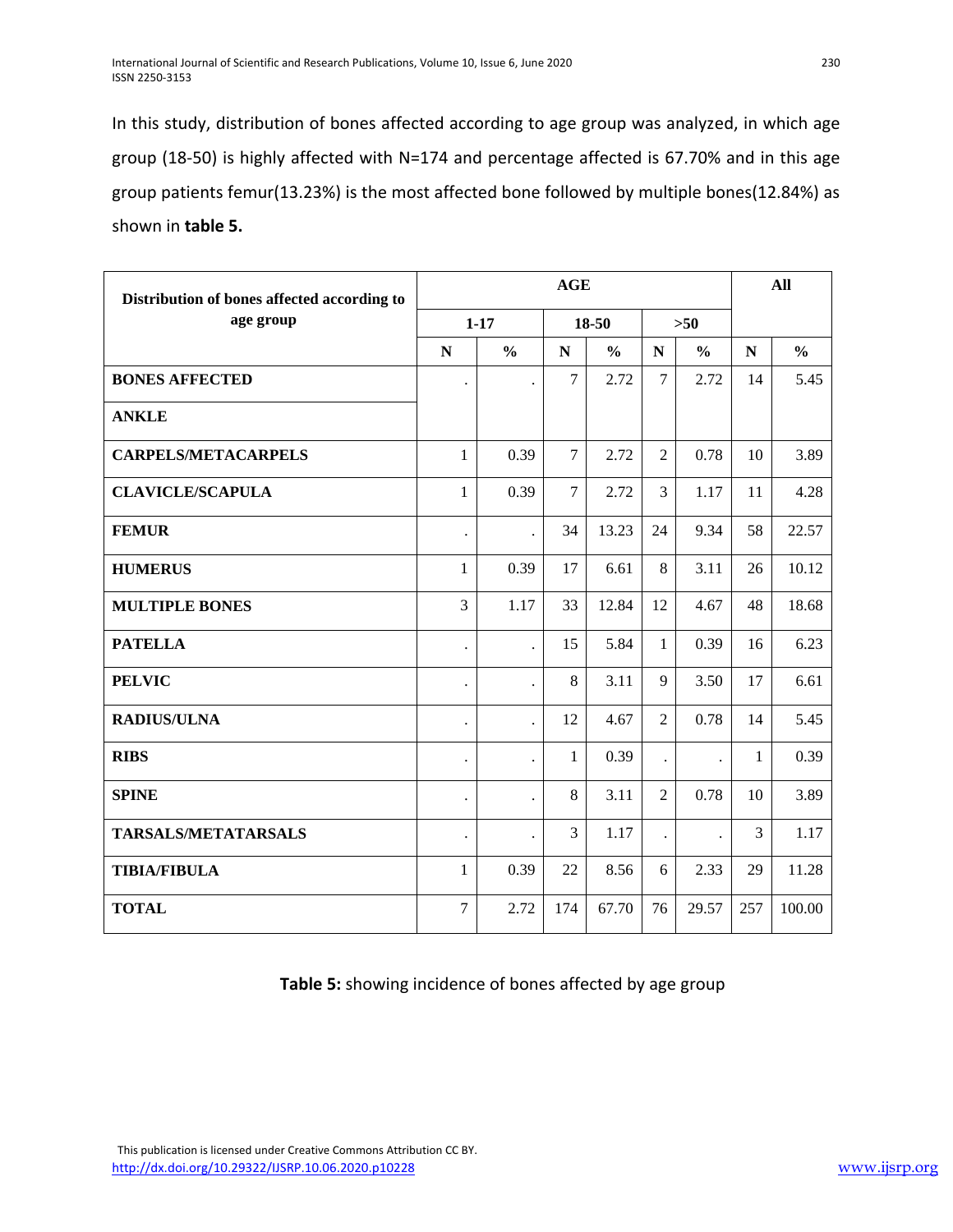In this study, distribution of bones affected according to age group was analyzed, in which age group (18-50) is highly affected with N=174 and percentage affected is 67.70% and in this age group patients femur(13.23%) is the most affected bone followed by multiple bones(12.84%) as shown in **table 5.**

| Distribution of bones affected according to age group | AGE | | | | | | All | |
|---|---|---|---|---|---|---|---|---|
| | 1-17 | | 18-50 | | >50 | | | |
| | N | % | N | % | N | % | N | % |
| **BONES AFFECTED ANKLE** | . | . | 7 | 2.72 | 7 | 2.72 | 14 | 5.45 |
| **CARPELS/METACARPELS** | 1 | 0.39 | 7 | 2.72 | 2 | 0.78 | 10 | 3.89 |
| **CLAVICLE/SCAPULA** | 1 | 0.39 | 7 | 2.72 | 3 | 1.17 | 11 | 4.28 |
| **FEMUR** | . | . | 34 | 13.23 | 24 | 9.34 | 58 | 22.57 |
| **HUMERUS** | 1 | 0.39 | 17 | 6.61 | 8 | 3.11 | 26 | 10.12 |
| **MULTIPLE BONES** | 3 | 1.17 | 33 | 12.84 | 12 | 4.67 | 48 | 18.68 |
| **PATELLA** | . | . | 15 | 5.84 | 1 | 0.39 | 16 | 6.23 |
| **PELVIC** | . | . | 8 | 3.11 | 9 | 3.50 | 17 | 6.61 |
| **RADIUS/ULNA** | . | . | 12 | 4.67 | 2 | 0.78 | 14 | 5.45 |
| **RIBS** | . | . | 1 | 0.39 | . | . | 1 | 0.39 |
| **SPINE** | . | . | 8 | 3.11 | 2 | 0.78 | 10 | 3.89 |
| **TARSALS/METATARSALS** | . | . | 3 | 1.17 | . | . | 3 | 1.17 |
| **TIBIA/FIBULA** | 1 | 0.39 | 22 | 8.56 | 6 | 2.33 | 29 | 11.28 |
| **TOTAL** | 7 | 2.72 | 174 | 67.70 | 76 | 29.57 | 257 | 100.00 |

**Table 5:** showing incidence of bones affected by age group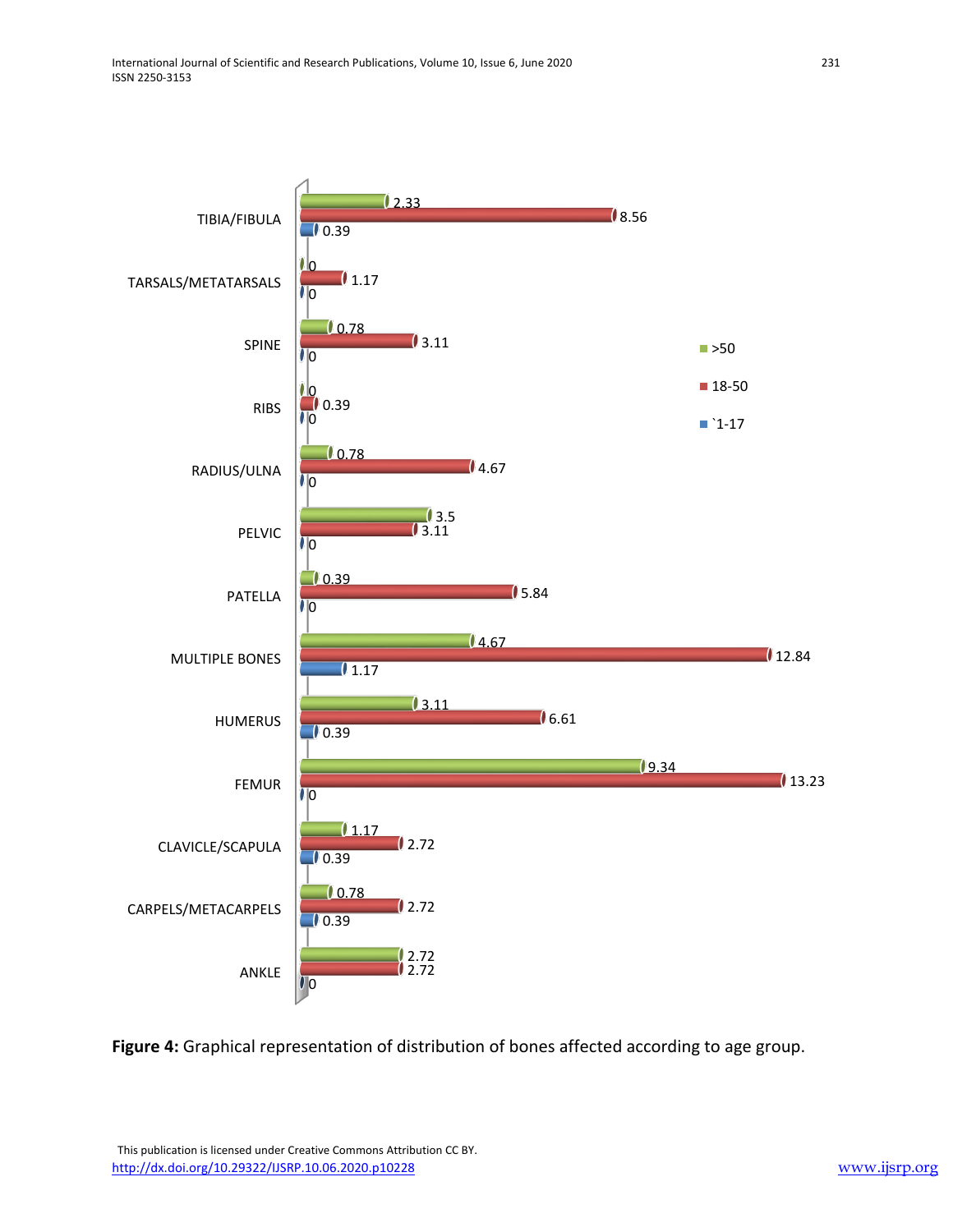| Bone | >50 | 18-50 | `1-17 |
|---|---|---|---|
| TIBIA/FIBULA | 2.33 | 8.56 | 0.39 |
| TARSALS/METATARSALS | 0 | 1.17 | 0 |
| SPINE | 0.78 | 3.11 | 0 |
| RIBS | 0 | 0.39 | 0 |
| RADIUS/ULNA | 0.78 | 4.67 | 0 |
| PELVIC | 3.5 | 3.11 | 0 |
| PATELLA | 0.39 | 5.84 | 0 |
| MULTIPLE BONES | 4.67 | 12.84 | 1.17 |
| HUMERUS | 3.11 | 6.61 | 0.39 |
| FEMUR | 9.34 | 13.23 | 0 |
| CLAVICLE/SCAPULA | 1.17 | 2.72 | 0.39 |
| CARPELS/METACARPELS | 0.78 | 2.72 | 0.39 |
| ANKLE | 2.72 | 2.72 | 0 |

**Figure 4:** Graphical representation of distribution of bones affected according to age group.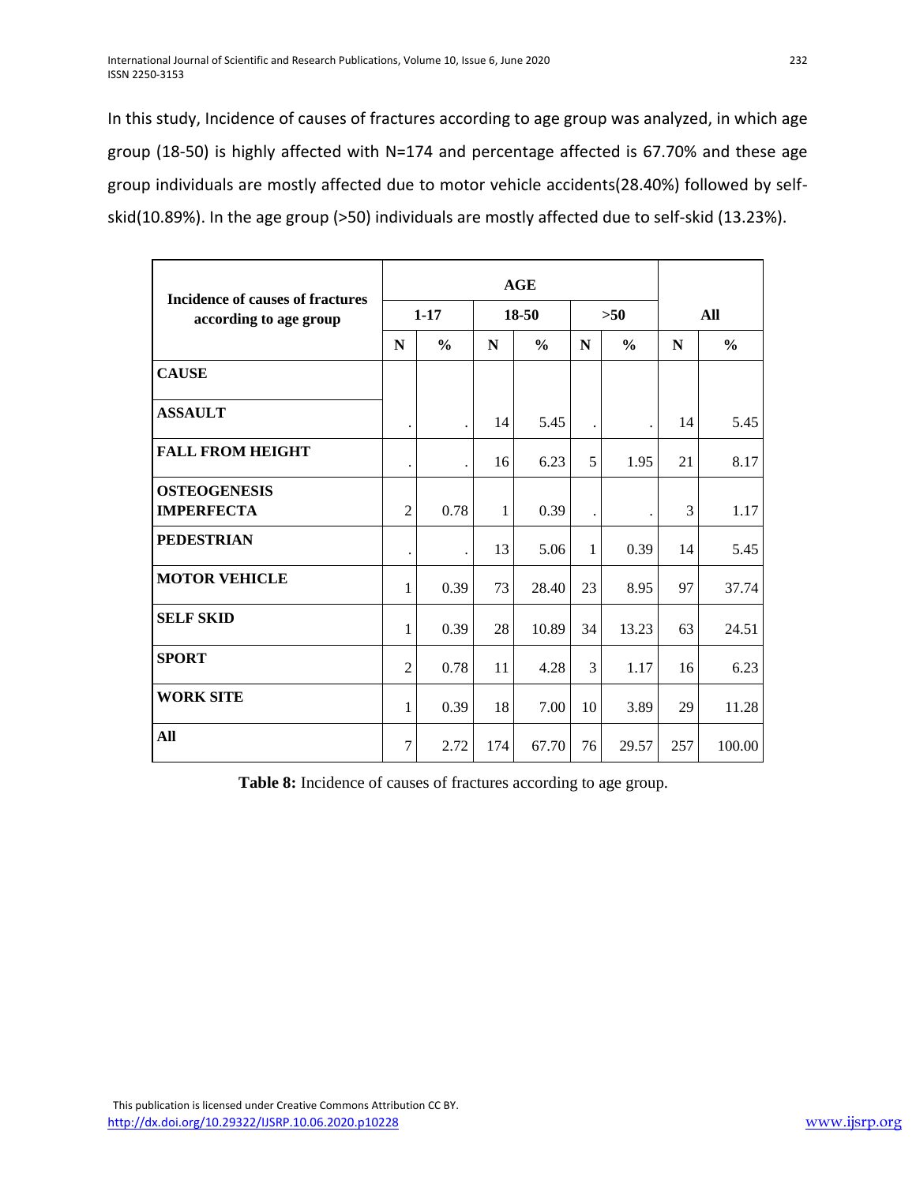In this study, Incidence of causes of fractures according to age group was analyzed, in which age group (18-50) is highly affected with N=174 and percentage affected is 67.70% and these age group individuals are mostly affected due to motor vehicle accidents(28.40%) followed by self-skid(10.89%). In the age group (>50) individuals are mostly affected due to self-skid (13.23%).

| Incidence of causes of fractures according to age group | AGE | | | | | | All | |
|---|---|---|---|---|---|---|---|---|
| | 1-17 | | 18-50 | | >50 | | | |
| | N | % | N | % | N | % | N | % |
| **CAUSE** | | | | | | | | |
| **ASSAULT** | . | . | 14 | 5.45 | . | . | 14 | 5.45 |
| **FALL FROM HEIGHT** | . | . | 16 | 6.23 | 5 | 1.95 | 21 | 8.17 |
| **OSTEOGENESIS IMPERFECTA** | 2 | 0.78 | 1 | 0.39 | . | . | 3 | 1.17 |
| **PEDESTRIAN** | . | . | 13 | 5.06 | 1 | 0.39 | 14 | 5.45 |
| **MOTOR VEHICLE** | 1 | 0.39 | 73 | 28.40 | 23 | 8.95 | 97 | 37.74 |
| **SELF SKID** | 1 | 0.39 | 28 | 10.89 | 34 | 13.23 | 63 | 24.51 |
| **SPORT** | 2 | 0.78 | 11 | 4.28 | 3 | 1.17 | 16 | 6.23 |
| **WORK SITE** | 1 | 0.39 | 18 | 7.00 | 10 | 3.89 | 29 | 11.28 |
| **All** | 7 | 2.72 | 174 | 67.70 | 76 | 29.57 | 257 | 100.00 |

**Table 8:** Incidence of causes of fractures according to age group.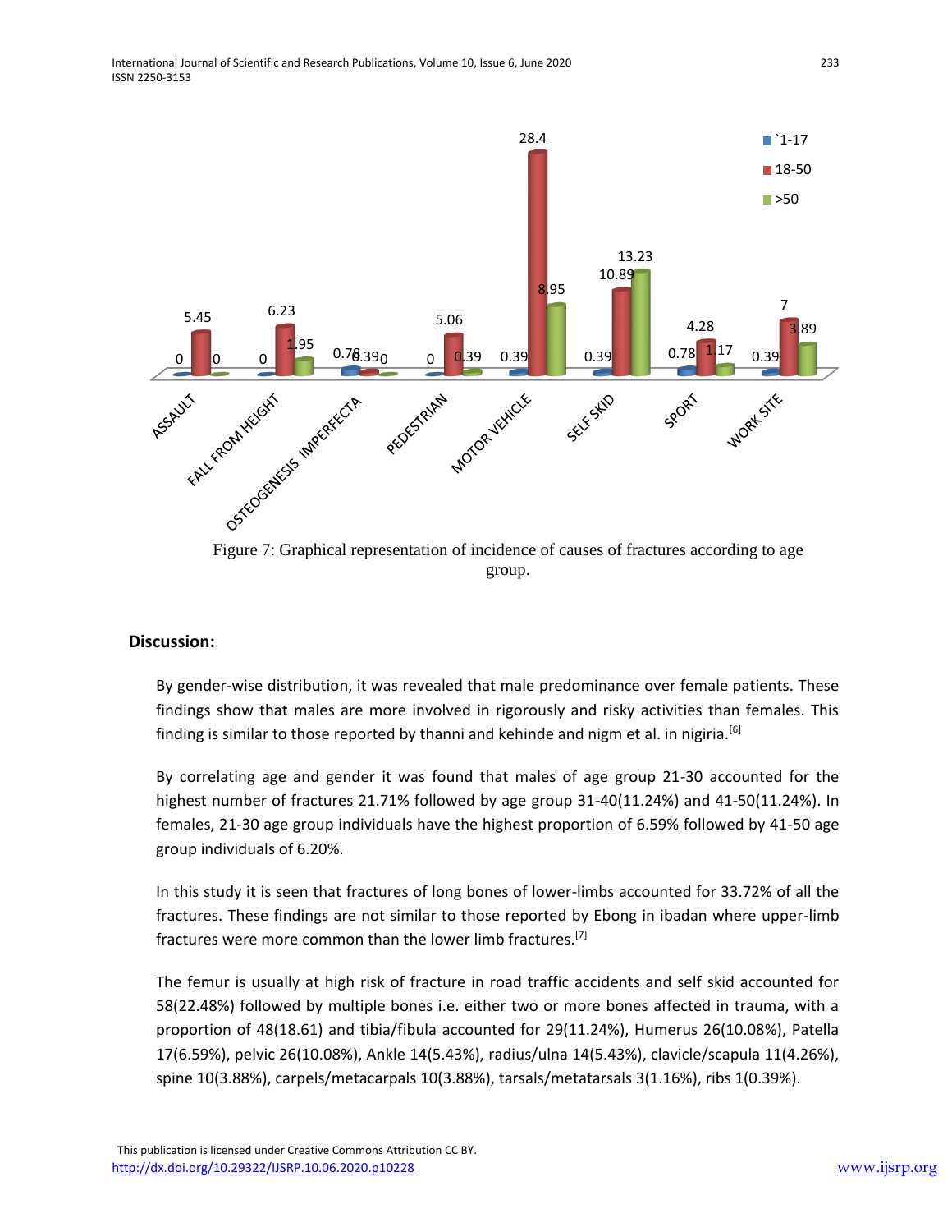Figure 7: Graphical representation of incidence of causes of fractures according to age group.

## Discussion:

By gender-wise distribution, it was revealed that male predominance over female patients. These findings show that males are more involved in rigorously and risky activities than females. This finding is similar to those reported by thanni and kehinde and nigm et al. in nigiria.[6]

By correlating age and gender it was found that males of age group 21-30 accounted for the highest number of fractures 21.71% followed by age group 31-40(11.24%) and 41-50(11.24%). In females, 21-30 age group individuals have the highest proportion of 6.59% followed by 41-50 age group individuals of 6.20%.

In this study it is seen that fractures of long bones of lower-limbs accounted for 33.72% of all the fractures. These findings are not similar to those reported by Ebong in ibadan where upper-limb fractures were more common than the lower limb fractures.[7]

The femur is usually at high risk of fracture in road traffic accidents and self skid accounted for 58(22.48%) followed by multiple bones i.e. either two or more bones affected in trauma, with a proportion of 48(18.61) and tibia/fibula accounted for 29(11.24%), Humerus 26(10.08%), Patella 17(6.59%), pelvic 26(10.08%), Ankle 14(5.43%), radius/ulna 14(5.43%), clavicle/scapula 11(4.26%), spine 10(3.88%), carpels/metacarpals 10(3.88%), tarsals/metatarsals 3(1.16%), ribs 1(0.39%).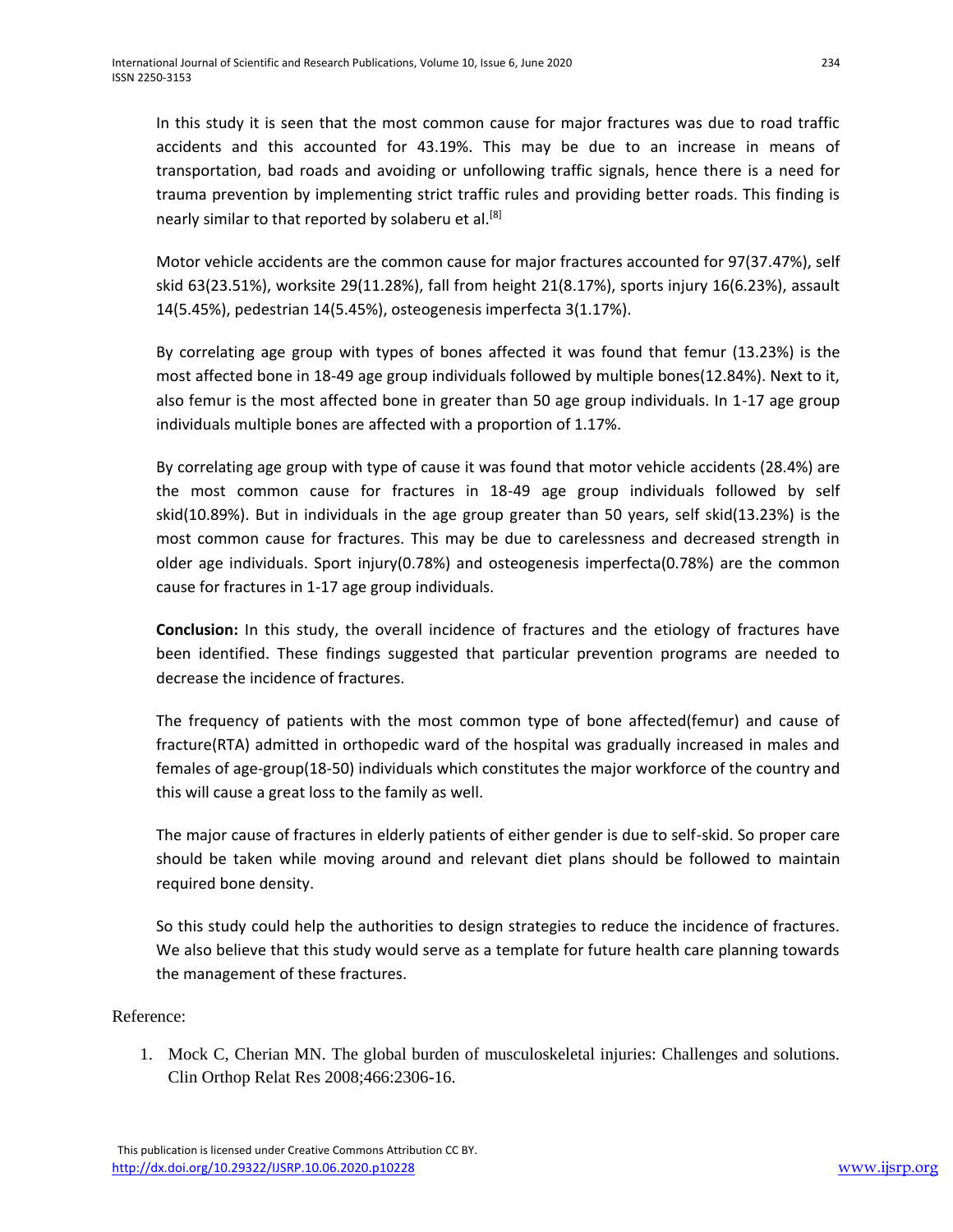In this study it is seen that the most common cause for major fractures was due to road traffic accidents and this accounted for 43.19%. This may be due to an increase in means of transportation, bad roads and avoiding or unfollowing traffic signals, hence there is a need for trauma prevention by implementing strict traffic rules and providing better roads. This finding is nearly similar to that reported by solaberu et al.[8]

Motor vehicle accidents are the common cause for major fractures accounted for 97(37.47%), self skid 63(23.51%), worksite 29(11.28%), fall from height 21(8.17%), sports injury 16(6.23%), assault 14(5.45%), pedestrian 14(5.45%), osteogenesis imperfecta 3(1.17%).

By correlating age group with types of bones affected it was found that femur (13.23%) is the most affected bone in 18-49 age group individuals followed by multiple bones(12.84%). Next to it, also femur is the most affected bone in greater than 50 age group individuals. In 1-17 age group individuals multiple bones are affected with a proportion of 1.17%.

By correlating age group with type of cause it was found that motor vehicle accidents (28.4%) are the most common cause for fractures in 18-49 age group individuals followed by self skid(10.89%). But in individuals in the age group greater than 50 years, self skid(13.23%) is the most common cause for fractures. This may be due to carelessness and decreased strength in older age individuals. Sport injury(0.78%) and osteogenesis imperfecta(0.78%) are the common cause for fractures in 1-17 age group individuals.

**Conclusion:** In this study, the overall incidence of fractures and the etiology of fractures have been identified. These findings suggested that particular prevention programs are needed to decrease the incidence of fractures.

The frequency of patients with the most common type of bone affected(femur) and cause of fracture(RTA) admitted in orthopedic ward of the hospital was gradually increased in males and females of age-group(18-50) individuals which constitutes the major workforce of the country and this will cause a great loss to the family as well.

The major cause of fractures in elderly patients of either gender is due to self-skid. So proper care should be taken while moving around and relevant diet plans should be followed to maintain required bone density.

So this study could help the authorities to design strategies to reduce the incidence of fractures. We also believe that this study would serve as a template for future health care planning towards the management of these fractures.

Reference:

1. Mock C, Cherian MN. The global burden of musculoskeletal injuries: Challenges and solutions. Clin Orthop Relat Res 2008;466:2306-16.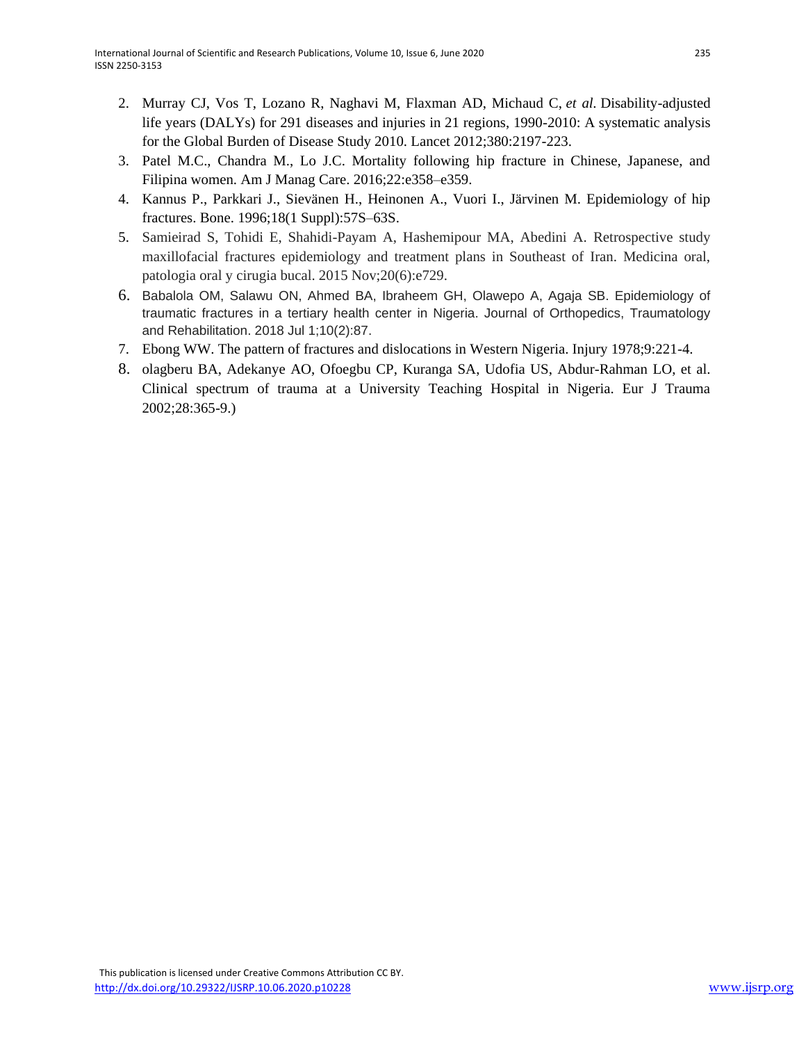2. Murray CJ, Vos T, Lozano R, Naghavi M, Flaxman AD, Michaud C, *et al*. Disability-adjusted life years (DALYs) for 291 diseases and injuries in 21 regions, 1990-2010: A systematic analysis for the Global Burden of Disease Study 2010. Lancet 2012;380:2197-223.
3. Patel M.C., Chandra M., Lo J.C. Mortality following hip fracture in Chinese, Japanese, and Filipina women. Am J Manag Care. 2016;22:e358–e359.
4. Kannus P., Parkkari J., Sievänen H., Heinonen A., Vuori I., Järvinen M. Epidemiology of hip fractures. Bone. 1996;18(1 Suppl):57S–63S.
5. Samieirad S, Tohidi E, Shahidi-Payam A, Hashemipour MA, Abedini A. Retrospective study maxillofacial fractures epidemiology and treatment plans in Southeast of Iran. Medicina oral, patologia oral y cirugia bucal. 2015 Nov;20(6):e729.
6. Babalola OM, Salawu ON, Ahmed BA, Ibraheem GH, Olawepo A, Agaja SB. Epidemiology of traumatic fractures in a tertiary health center in Nigeria. Journal of Orthopedics, Traumatology and Rehabilitation. 2018 Jul 1;10(2):87.
7. Ebong WW. The pattern of fractures and dislocations in Western Nigeria. Injury 1978;9:221-4.
8. olagberu BA, Adekanye AO, Ofoegbu CP, Kuranga SA, Udofia US, Abdur-Rahman LO, et al. Clinical spectrum of trauma at a University Teaching Hospital in Nigeria. Eur J Trauma 2002;28:365-9.)